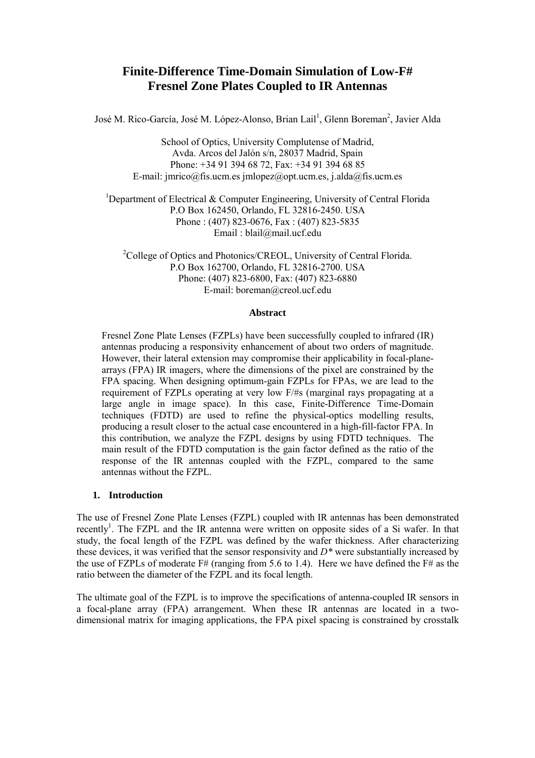# Finite-Difference Time-Domain Simulation of Low-F# Fresnel Zone Plates Coupled to IR Antennas

José M. Rico-García, José M. López-Alonso, Brian Lail[1], Glenn Boreman[2], Javier Alda

School of Optics, University Complutense of Madrid,
Avda. Arcos del Jalón s/n, 28037 Madrid, Spain
Phone: +34 91 394 68 72, Fax: +34 91 394 68 85
E-mail: jmrico@fis.ucm.es jmlopez@opt.ucm.es, j.alda@fis.ucm.es

[1]Department of Electrical & Computer Engineering, University of Central Florida
P.O Box 162450, Orlando, FL 32816-2450. USA
Phone : (407) 823-0676, Fax : (407) 823-5835
Email : blail@mail.ucf.edu

[2]College of Optics and Photonics/CREOL, University of Central Florida.
P.O Box 162700, Orlando, FL 32816-2700. USA
Phone: (407) 823-6800, Fax: (407) 823-6880
E-mail: boreman@creol.ucf.edu

### Abstract

Fresnel Zone Plate Lenses (FZPLs) have been successfully coupled to infrared (IR) antennas producing a responsivity enhancement of about two orders of magnitude. However, their lateral extension may compromise their applicability in focal-plane-arrays (FPA) IR imagers, where the dimensions of the pixel are constrained by the FPA spacing. When designing optimum-gain FZPLs for FPAs, we are lead to the requirement of FZPLs operating at very low F/#s (marginal rays propagating at a large angle in image space). In this case, Finite-Difference Time-Domain techniques (FDTD) are used to refine the physical-optics modelling results, producing a result closer to the actual case encountered in a high-fill-factor FPA. In this contribution, we analyze the FZPL designs by using FDTD techniques. The main result of the FDTD computation is the gain factor defined as the ratio of the response of the IR antennas coupled with the FZPL, compared to the same antennas without the FZPL.

## 1. Introduction

The use of Fresnel Zone Plate Lenses (FZPL) coupled with IR antennas has been demonstrated recently[1]. The FZPL and the IR antenna were written on opposite sides of a Si wafer. In that study, the focal length of the FZPL was defined by the wafer thickness. After characterizing these devices, it was verified that the sensor responsivity and $D^*$ were substantially increased by the use of FZPLs of moderate F# (ranging from 5.6 to 1.4). Here we have defined the F# as the ratio between the diameter of the FZPL and its focal length.

The ultimate goal of the FZPL is to improve the specifications of antenna-coupled IR sensors in a focal-plane array (FPA) arrangement. When these IR antennas are located in a two-dimensional matrix for imaging applications, the FPA pixel spacing is constrained by crosstalk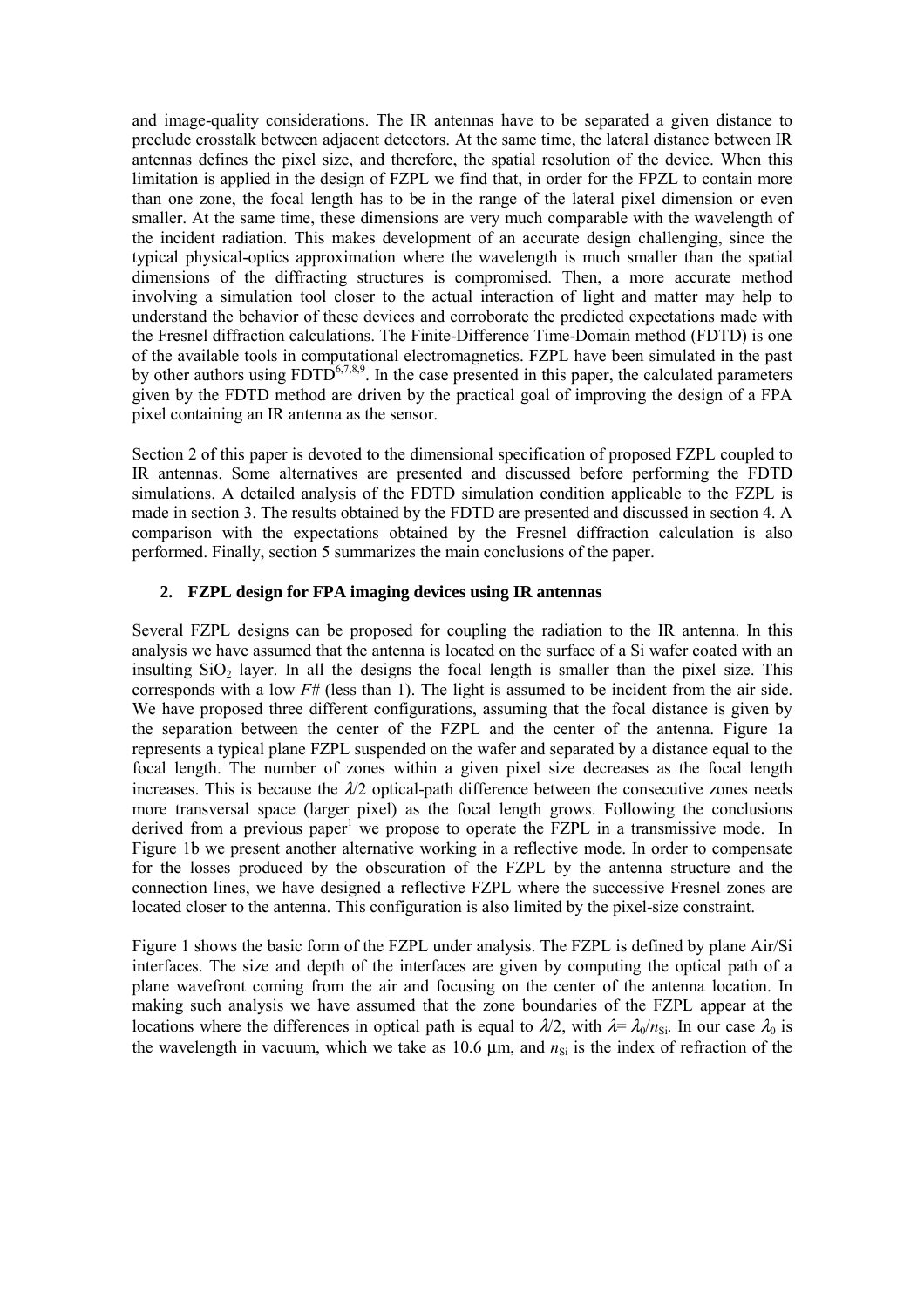and image-quality considerations. The IR antennas have to be separated a given distance to preclude crosstalk between adjacent detectors. At the same time, the lateral distance between IR antennas defines the pixel size, and therefore, the spatial resolution of the device. When this limitation is applied in the design of FZPL we find that, in order for the FPZL to contain more than one zone, the focal length has to be in the range of the lateral pixel dimension or even smaller. At the same time, these dimensions are very much comparable with the wavelength of the incident radiation. This makes development of an accurate design challenging, since the typical physical-optics approximation where the wavelength is much smaller than the spatial dimensions of the diffracting structures is compromised. Then, a more accurate method involving a simulation tool closer to the actual interaction of light and matter may help to understand the behavior of these devices and corroborate the predicted expectations made with the Fresnel diffraction calculations. The Finite-Difference Time-Domain method (FDTD) is one of the available tools in computational electromagnetics. FZPL have been simulated in the past by other authors using FDTD[6,7,8,9]. In the case presented in this paper, the calculated parameters given by the FDTD method are driven by the practical goal of improving the design of a FPA pixel containing an IR antenna as the sensor.

Section 2 of this paper is devoted to the dimensional specification of proposed FZPL coupled to IR antennas. Some alternatives are presented and discussed before performing the FDTD simulations. A detailed analysis of the FDTD simulation condition applicable to the FZPL is made in section 3. The results obtained by the FDTD are presented and discussed in section 4. A comparison with the expectations obtained by the Fresnel diffraction calculation is also performed. Finally, section 5 summarizes the main conclusions of the paper.

## 2. FZPL design for FPA imaging devices using IR antennas

Several FZPL designs can be proposed for coupling the radiation to the IR antenna. In this analysis we have assumed that the antenna is located on the surface of a Si wafer coated with an insulting $SiO_2$ layer. In all the designs the focal length is smaller than the pixel size. This corresponds with a low *F#* (less than 1). The light is assumed to be incident from the air side. We have proposed three different configurations, assuming that the focal distance is given by the separation between the center of the FZPL and the center of the antenna. Figure 1a represents a typical plane FZPL suspended on the wafer and separated by a distance equal to the focal length. The number of zones within a given pixel size decreases as the focal length increases. This is because the $\lambda/2$ optical-path difference between the consecutive zones needs more transversal space (larger pixel) as the focal length grows. Following the conclusions derived from a previous paper[1] we propose to operate the FZPL in a transmissive mode. In Figure 1b we present another alternative working in a reflective mode. In order to compensate for the losses produced by the obscuration of the FZPL by the antenna structure and the connection lines, we have designed a reflective FZPL where the successive Fresnel zones are located closer to the antenna. This configuration is also limited by the pixel-size constraint.

Figure 1 shows the basic form of the FZPL under analysis. The FZPL is defined by plane Air/Si interfaces. The size and depth of the interfaces are given by computing the optical path of a plane wavefront coming from the air and focusing on the center of the antenna location. In making such analysis we have assumed that the zone boundaries of the FZPL appear at the locations where the differences in optical path is equal to $\lambda/2$, with $\lambda = \lambda_0/n_{Si}$. In our case $\lambda_0$ is the wavelength in vacuum, which we take as 10.6 μm, and $n_{Si}$ is the index of refraction of the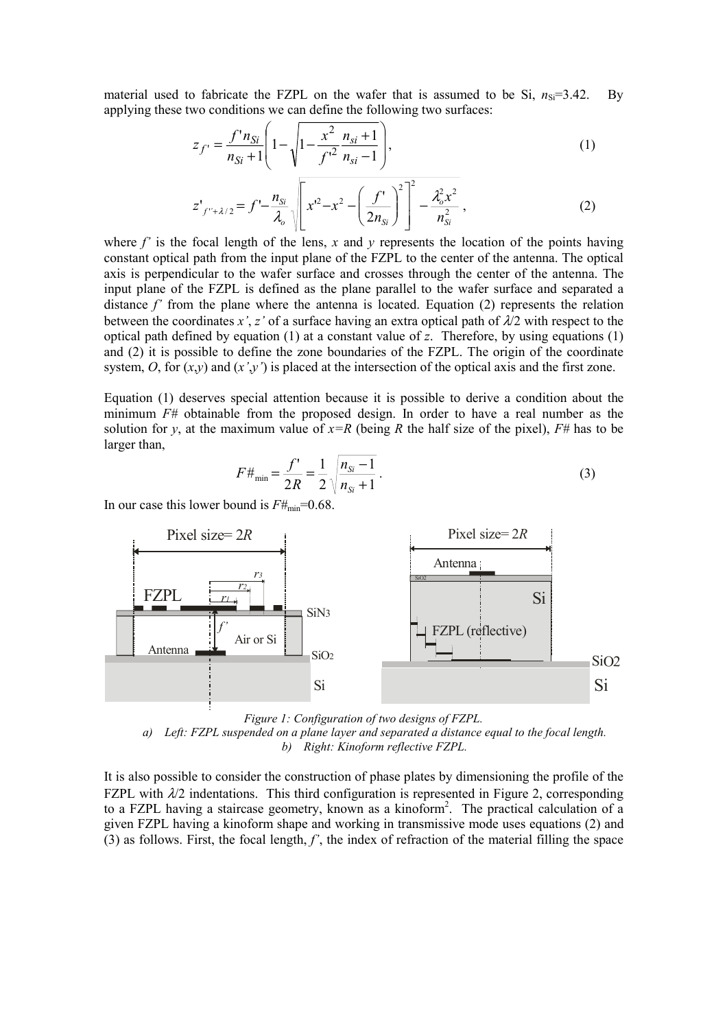material used to fabricate the FZPL on the wafer that is assumed to be Si, $n_{Si}$=3.42. By applying these two conditions we can define the following two surfaces:

$$z_{f'} = \frac{f' n_{Si}}{n_{Si}+1}\left(1-\sqrt{1-\frac{x^2}{f'^2}\frac{n_{si}+1}{n_{si}-1}}\right), \tag{1}$$

$$z'_{f'+\lambda/2} = f' - \frac{n_{Si}}{\lambda_o}\sqrt{\left[x'^2 - x^2 - \left(\frac{f'}{2n_{Si}}\right)^2\right]^2 - \frac{\lambda_o^2 x^2}{n_{Si}^2}}\ , \tag{2}$$

where $f'$ is the focal length of the lens, $x$ and $y$ represents the location of the points having constant optical path from the input plane of the FZPL to the center of the antenna. The optical axis is perpendicular to the wafer surface and crosses through the center of the antenna. The input plane of the FZPL is defined as the plane parallel to the wafer surface and separated a distance $f'$ from the plane where the antenna is located. Equation (2) represents the relation between the coordinates $x'$, $z'$ of a surface having an extra optical path of $\lambda/2$ with respect to the optical path defined by equation (1) at a constant value of $z$. Therefore, by using equations (1) and (2) it is possible to define the zone boundaries of the FZPL. The origin of the coordinate system, $O$, for ($x$,$y$) and ($x'$,$y'$) is placed at the intersection of the optical axis and the first zone.

Equation (1) deserves special attention because it is possible to derive a condition about the minimum $F\#$ obtainable from the proposed design. In order to have a real number as the solution for $y$, at the maximum value of $x=R$ (being $R$ the half size of the pixel), $F\#$ has to be larger than,

$$F\#_{\min} = \frac{f'}{2R} = \frac{1}{2}\sqrt{\frac{n_{Si}-1}{n_{Si}+1}}\ . \tag{3}$$

In our case this lower bound is $F\#_{\min}$=0.68.

Pixel size= $2R$
FZPL
$r_3$
$r_2$
$r_1$
SiN3
$f'$
Air or Si
Antenna
SiO2
Si

Pixel size= $2R$
Antenna
SiO2
Si
FZPL (reflective)
SiO2
Si

*Figure 1: Configuration of two designs of FZPL.*
*a) Left: FZPL suspended on a plane layer and separated a distance equal to the focal length.*
*b) Right: Kinoform reflective FZPL.*

It is also possible to consider the construction of phase plates by dimensioning the profile of the FZPL with $\lambda/2$ indentations. This third configuration is represented in Figure 2, corresponding to a FZPL having a staircase geometry, known as a kinoform[2]. The practical calculation of a given FZPL having a kinoform shape and working in transmissive mode uses equations (2) and (3) as follows. First, the focal length, $f'$, the index of refraction of the material filling the space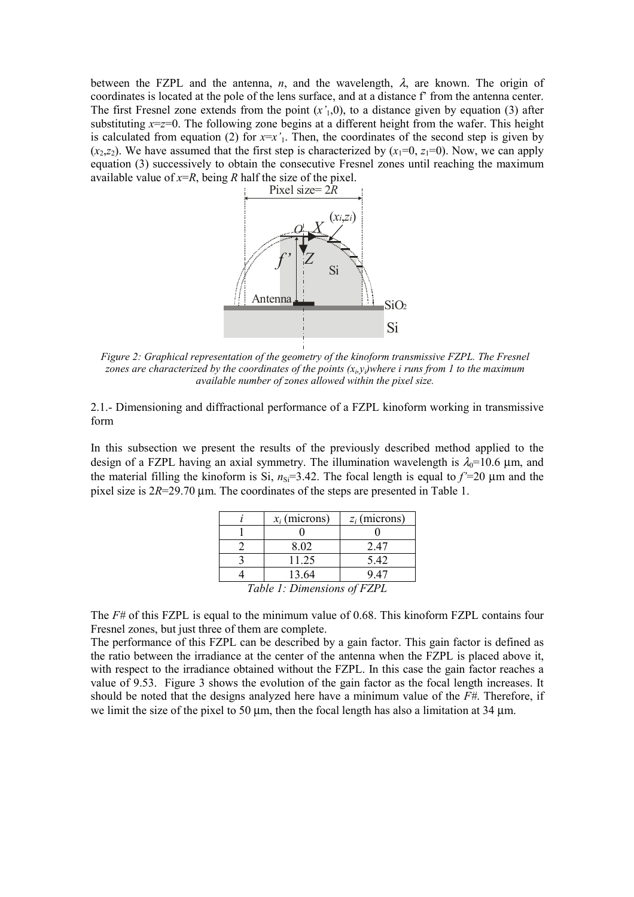between the FZPL and the antenna, $n$, and the wavelength, $\lambda$, are known. The origin of coordinates is located at the pole of the lens surface, and at a distance f' from the antenna center. The first Fresnel zone extends from the point ($x'_1$,0), to a distance given by equation (3) after substituting $x$=$z$=0. The following zone begins at a different height from the wafer. This height is calculated from equation (2) for $x$=$x'_1$. Then, the coordinates of the second step is given by ($x_2$,$z_2$). We have assumed that the first step is characterized by ($x_1$=0, $z_1$=0). Now, we can apply equation (3) successively to obtain the consecutive Fresnel zones until reaching the maximum available value of $x$=$R$, being $R$ half the size of the pixel.

Pixel size= 2$R$

($x_i$,$z_i$)

O X

$f'$ Z

Si

Antenna

SiO2

Si

*Figure 2: Graphical representation of the geometry of the kinoform transmissive FZPL. The Fresnel zones are characterized by the coordinates of the points ($x_i$,$y_i$)where i runs from 1 to the maximum available number of zones allowed within the pixel size.*

2.1.- Dimensioning and diffractional performance of a FZPL kinoform working in transmissive form

In this subsection we present the results of the previously described method applied to the design of a FZPL having an axial symmetry. The illumination wavelength is $\lambda_0$=10.6 µm, and the material filling the kinoform is Si, $n_{Si}$=3.42. The focal length is equal to $f'$=20 µm and the pixel size is 2$R$=29.70 µm. The coordinates of the steps are presented in Table 1.

| $i$ | $x_i$ (microns) | $z_i$ (microns) |
|---|---|---|
| 1 | 0 | 0 |
| 2 | 8.02 | 2.47 |
| 3 | 11.25 | 5.42 |
| 4 | 13.64 | 9.47 |

*Table 1: Dimensions of FZPL*

The $F\#$ of this FZPL is equal to the minimum value of 0.68. This kinoform FZPL contains four Fresnel zones, but just three of them are complete.

The performance of this FZPL can be described by a gain factor. This gain factor is defined as the ratio between the irradiance at the center of the antenna when the FZPL is placed above it, with respect to the irradiance obtained without the FZPL. In this case the gain factor reaches a value of 9.53. Figure 3 shows the evolution of the gain factor as the focal length increases. It should be noted that the designs analyzed here have a minimum value of the $F\#$. Therefore, if we limit the size of the pixel to 50 µm, then the focal length has also a limitation at 34 µm.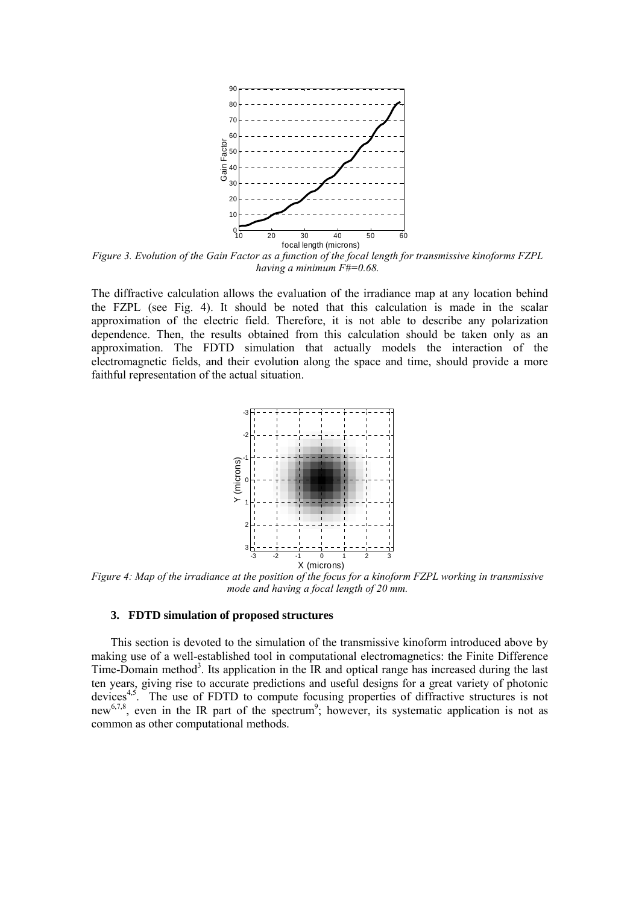90
80
70
60
50
40
30
20
10
0
Gain Factor
10 20 30 40 50 60
focal length (microns)

*Figure 3. Evolution of the Gain Factor as a function of the focal length for transmissive kinoforms FZPL having a minimum F#=0.68.*

The diffractive calculation allows the evaluation of the irradiance map at any location behind the FZPL (see Fig. 4). It should be noted that this calculation is made in the scalar approximation of the electric field. Therefore, it is not able to describe any polarization dependence. Then, the results obtained from this calculation should be taken only as an approximation. The FDTD simulation that actually models the interaction of the electromagnetic fields, and their evolution along the space and time, should provide a more faithful representation of the actual situation.

-3
-2
-1
0
1
2
3
Y (microns)
-3 -2 -1 0 1 2 3
X (microns)

*Figure 4: Map of the irradiance at the position of the focus for a kinoform FZPL working in transmissive mode and having a focal length of 20 mm.*

### 3. FDTD simulation of proposed structures

This section is devoted to the simulation of the transmissive kinoform introduced above by making use of a well-established tool in computational electromagnetics: the Finite Difference Time-Domain method[3]. Its application in the IR and optical range has increased during the last ten years, giving rise to accurate predictions and useful designs for a great variety of photonic devices[4,5]. The use of FDTD to compute focusing properties of diffractive structures is not new[6,7,8], even in the IR part of the spectrum[9]; however, its systematic application is not as common as other computational methods.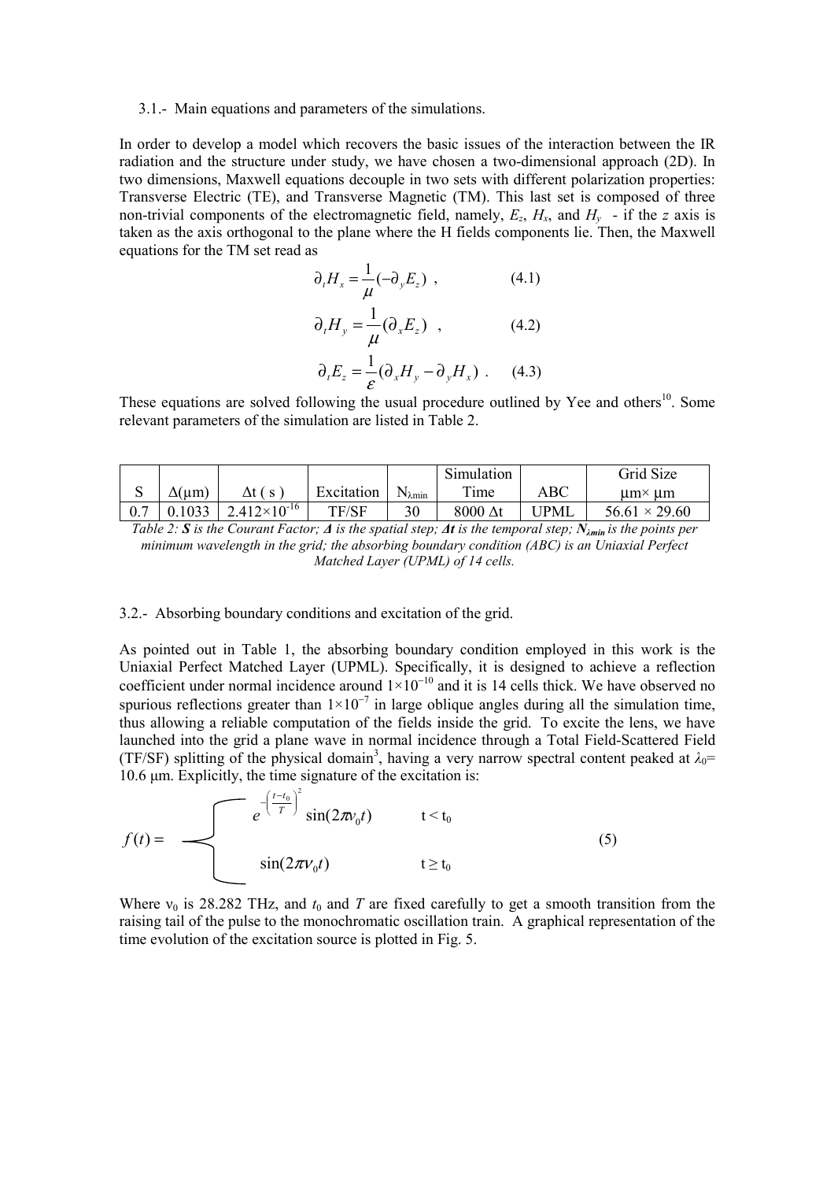3.1.- Main equations and parameters of the simulations.

In order to develop a model which recovers the basic issues of the interaction between the IR radiation and the structure under study, we have chosen a two-dimensional approach (2D). In two dimensions, Maxwell equations decouple in two sets with different polarization properties: Transverse Electric (TE), and Transverse Magnetic (TM). This last set is composed of three non-trivial components of the electromagnetic field, namely, $E_z$, $H_x$, and $H_y$ - if the $z$ axis is taken as the axis orthogonal to the plane where the H fields components lie. Then, the Maxwell equations for the TM set read as

$$\partial_t H_x = \frac{1}{\mu}(-\partial_y E_z) \ , \qquad (4.1)$$

$$\partial_t H_y = \frac{1}{\mu}(\partial_x E_z) \ , \qquad (4.2)$$

$$\partial_t E_z = \frac{1}{\varepsilon}(\partial_x H_y - \partial_y H_x) \ . \qquad (4.3)$$

These equations are solved following the usual procedure outlined by Yee and others[10]. Some relevant parameters of the simulation are listed in Table 2.

| S | $\Delta$(μm) | $\Delta$t ( s ) | Excitation | $N_{\lambda min}$ | Simulation Time | ABC | Grid Size μm× μm |
|---|---|---|---|---|---|---|---|
| 0.7 | 0.1033 | $2.412\times10^{-16}$ | TF/SF | 30 | 8000 $\Delta$t | UPML | 56.61 × 29.60 |

*Table 2: **S** is the Courant Factor; **Δ** is the spatial step; **Δt** is the temporal step; $N_{\lambda min}$ is the points per minimum wavelength in the grid; the absorbing boundary condition (ABC) is an Uniaxial Perfect Matched Layer (UPML) of 14 cells.*

3.2.- Absorbing boundary conditions and excitation of the grid.

As pointed out in Table 1, the absorbing boundary condition employed in this work is the Uniaxial Perfect Matched Layer (UPML). Specifically, it is designed to achieve a reflection coefficient under normal incidence around $1\times10^{-10}$ and it is 14 cells thick. We have observed no spurious reflections greater than $1\times10^{-7}$ in large oblique angles during all the simulation time, thus allowing a reliable computation of the fields inside the grid. To excite the lens, we have launched into the grid a plane wave in normal incidence through a Total Field-Scattered Field (TF/SF) splitting of the physical domain[3], having a very narrow spectral content peaked at $\lambda_0$= 10.6 μm. Explicitly, the time signature of the excitation is:

$$f(t) = \begin{cases} e^{-\left(\frac{t-t_0}{T}\right)^2}\sin(2\pi\nu_0 t) & t < t_0 \\ \sin(2\pi\nu_0 t) & t \geq t_0 \end{cases} \qquad (5)$$

Where $\nu_0$ is 28.282 THz, and $t_0$ and $T$ are fixed carefully to get a smooth transition from the raising tail of the pulse to the monochromatic oscillation train. A graphical representation of the time evolution of the excitation source is plotted in Fig. 5.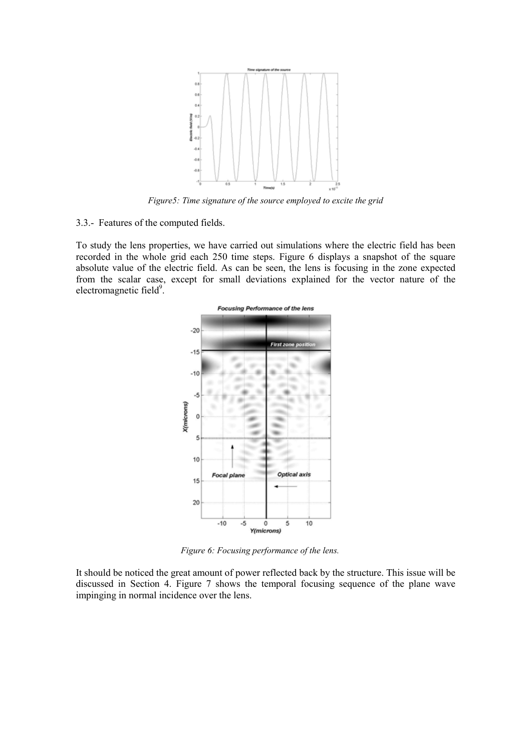Time signature of the source

Electric field (V/m)

1

0.8

0.6

0.4

0.2

0

-0.2

-0.4

-0.6

-0.8

-1

0

0.5

1

1.5

2

2.5

Time(s)

x 10^-13

*Figure5: Time signature of the source employed to excite the grid*

3.3.- Features of the computed fields.

To study the lens properties, we have carried out simulations where the electric field has been recorded in the whole grid each 250 time steps. Figure 6 displays a snapshot of the square absolute value of the electric field. As can be seen, the lens is focusing in the zone expected from the scalar case, except for small deviations explained for the vector nature of the electromagnetic field[9].

Focusing Performance of the lens

First zone position

Focal plane

Optical axis

X(microns)

-20

-15

-10

-5

0

5

10

15

20

Y(microns)

-10

-5

0

5

10

*Figure 6: Focusing performance of the lens.*

It should be noticed the great amount of power reflected back by the structure. This issue will be discussed in Section 4. Figure 7 shows the temporal focusing sequence of the plane wave impinging in normal incidence over the lens.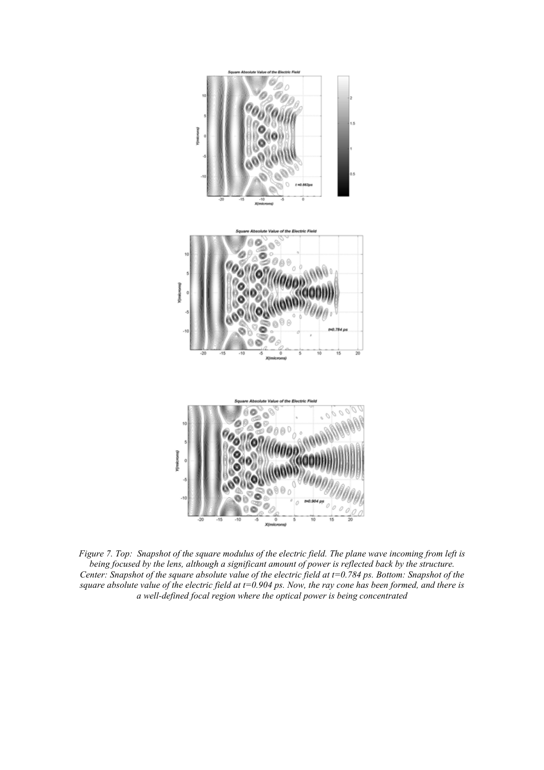Square Absolute Value of the Electric Field

Y(microns)

X(microns)

t=0.663ps

Square Absolute Value of the Electric Field

Y(microns)

X(microns)

t=0.784 ps

Square Absolute Value of the Electric Field

Y(microns)

X(microns)

t=0.904 ps

*Figure 7. Top: Snapshot of the square modulus of the electric field. The plane wave incoming from left is being focused by the lens, although a significant amount of power is reflected back by the structure. Center: Snapshot of the square absolute value of the electric field at t=0.784 ps. Bottom: Snapshot of the square absolute value of the electric field at t=0.904 ps. Now, the ray cone has been formed, and there is a well-defined focal region where the optical power is being concentrated*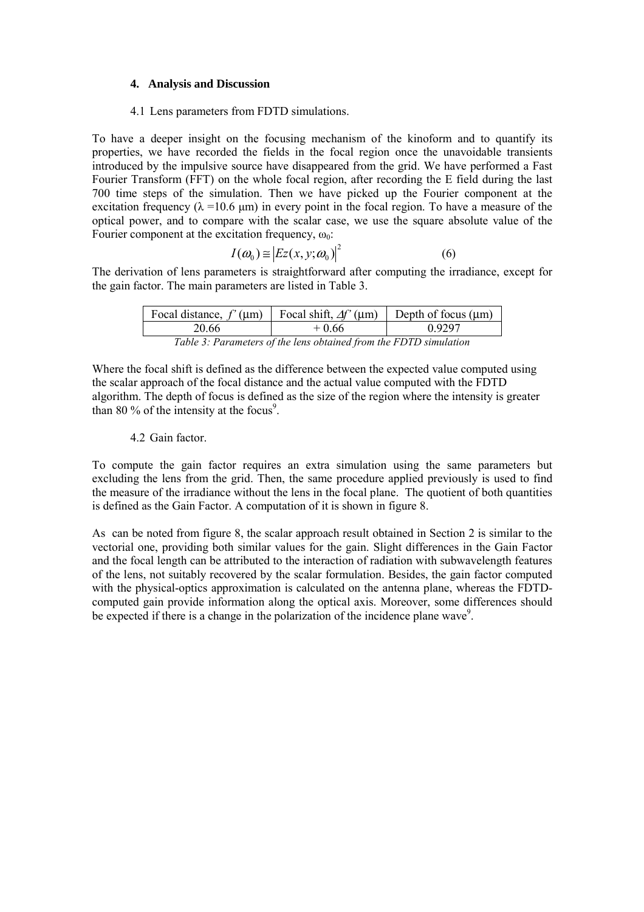## 4. Analysis and Discussion

### 4.1 Lens parameters from FDTD simulations.

To have a deeper insight on the focusing mechanism of the kinoform and to quantify its properties, we have recorded the fields in the focal region once the unavoidable transients introduced by the impulsive source have disappeared from the grid. We have performed a Fast Fourier Transform (FFT) on the whole focal region, after recording the E field during the last 700 time steps of the simulation. Then we have picked up the Fourier component at the excitation frequency ($\lambda$ =10.6 μm) in every point in the focal region. To have a measure of the optical power, and to compare with the scalar case, we use the square absolute value of the Fourier component at the excitation frequency, $\omega_0$:

$$I(\omega_0) \cong \left| Ez(x, y; \omega_0) \right|^2 \qquad (6)$$

The derivation of lens parameters is straightforward after computing the irradiance, except for the gain factor. The main parameters are listed in Table 3.

| Focal distance, $f'$ (μm) | Focal shift, $\Delta f'$ (μm) | Depth of focus (μm) |
|---|---|---|
| 20.66 | + 0.66 | 0.9297 |

*Table 3: Parameters of the lens obtained from the FDTD simulation*

Where the focal shift is defined as the difference between the expected value computed using the scalar approach of the focal distance and the actual value computed with the FDTD algorithm. The depth of focus is defined as the size of the region where the intensity is greater than 80 % of the intensity at the focus[9].

### 4.2 Gain factor.

To compute the gain factor requires an extra simulation using the same parameters but excluding the lens from the grid. Then, the same procedure applied previously is used to find the measure of the irradiance without the lens in the focal plane. The quotient of both quantities is defined as the Gain Factor. A computation of it is shown in figure 8.

As can be noted from figure 8, the scalar approach result obtained in Section 2 is similar to the vectorial one, providing both similar values for the gain. Slight differences in the Gain Factor and the focal length can be attributed to the interaction of radiation with subwavelength features of the lens, not suitably recovered by the scalar formulation. Besides, the gain factor computed with the physical-optics approximation is calculated on the antenna plane, whereas the FDTD-computed gain provide information along the optical axis. Moreover, some differences should be expected if there is a change in the polarization of the incidence plane wave[9].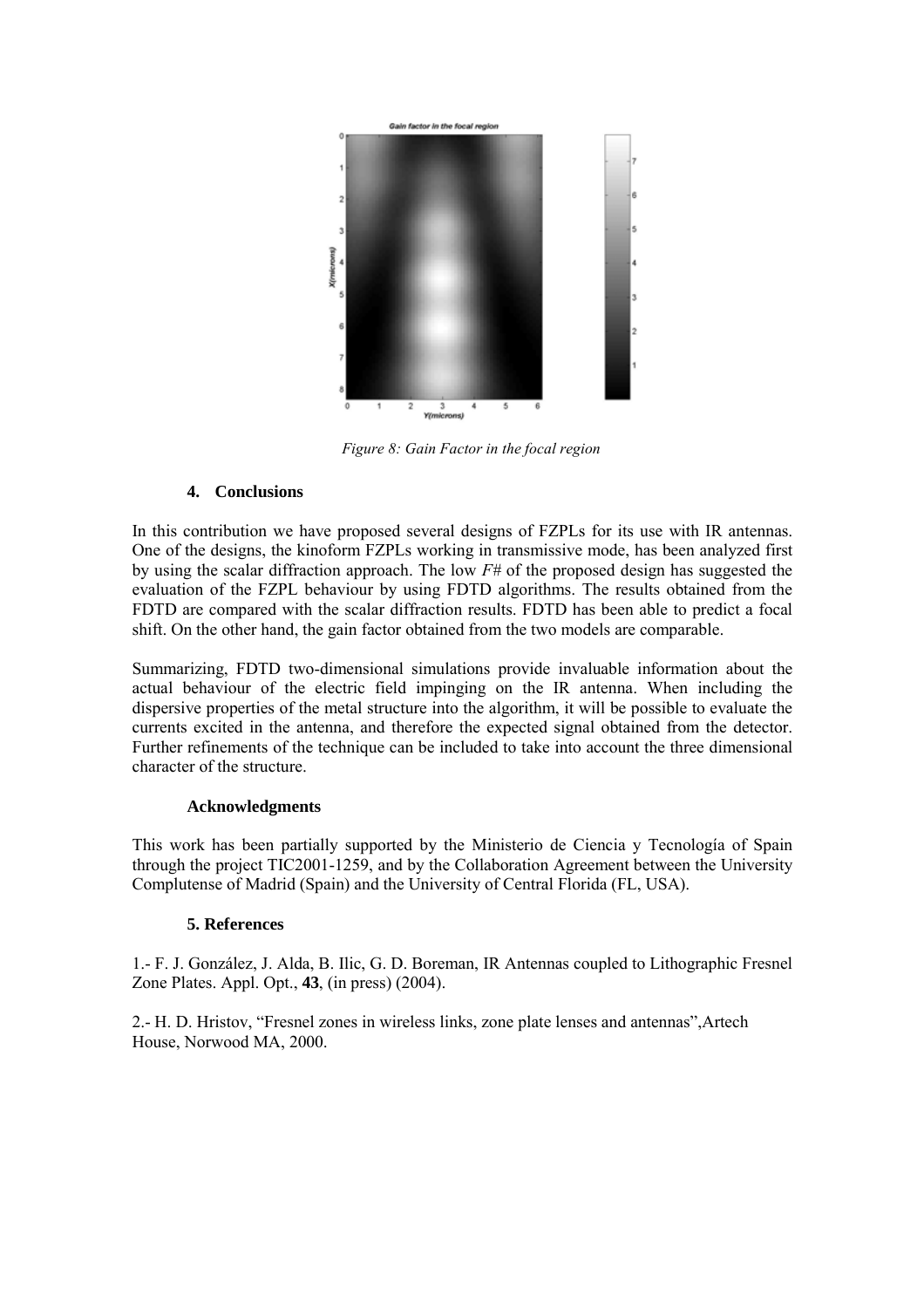Gain factor in the focal region

X(microns)

Y(microns)

0 1 2 3 4 5 6 7 8

0 1 2 3 4 5 6

1 2 3 4 5 6 7

*Figure 8: Gain Factor in the focal region*

### 4. Conclusions

In this contribution we have proposed several designs of FZPLs for its use with IR antennas. One of the designs, the kinoform FZPLs working in transmissive mode, has been analyzed first by using the scalar diffraction approach. The low *F#* of the proposed design has suggested the evaluation of the FZPL behaviour by using FDTD algorithms. The results obtained from the FDTD are compared with the scalar diffraction results. FDTD has been able to predict a focal shift. On the other hand, the gain factor obtained from the two models are comparable.

Summarizing, FDTD two-dimensional simulations provide invaluable information about the actual behaviour of the electric field impinging on the IR antenna. When including the dispersive properties of the metal structure into the algorithm, it will be possible to evaluate the currents excited in the antenna, and therefore the expected signal obtained from the detector. Further refinements of the technique can be included to take into account the three dimensional character of the structure.

### Acknowledgments

This work has been partially supported by the Ministerio de Ciencia y Tecnología of Spain through the project TIC2001-1259, and by the Collaboration Agreement between the University Complutense of Madrid (Spain) and the University of Central Florida (FL, USA).

### 5. References

1.- F. J. González, J. Alda, B. Ilic, G. D. Boreman, IR Antennas coupled to Lithographic Fresnel Zone Plates. Appl. Opt., **43**, (in press) (2004).

2.- H. D. Hristov, "Fresnel zones in wireless links, zone plate lenses and antennas",Artech House, Norwood MA, 2000.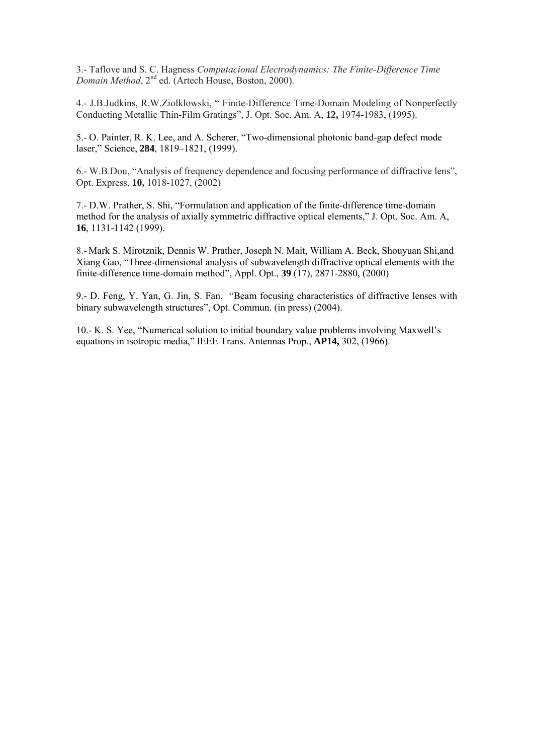3.- Taflove and S. C. Hagness *Computacional Electrodynamics: The Finite-Difference Time Domain Method*, 2nd ed. (Artech House, Boston, 2000).

4.- J.B.Judkins, R.W.Ziolklowski, " Finite-Difference Time-Domain Modeling of Nonperfectly Conducting Metallic Thin-Film Gratings", J. Opt. Soc. Am. A, **12,** 1974-1983, (1995).

5.- O. Painter, R. K. Lee, and A. Scherer, "Two-dimensional photonic band-gap defect mode laser," Science, **284**, 1819–1821, (1999).

6.- W.B.Dou, "Analysis of frequency dependence and focusing performance of diffractive lens", Opt. Express, **10,** 1018-1027, (2002)

7.- D.W. Prather, S. Shi, "Formulation and application of the finite-difference time-domain method for the analysis of axially symmetric diffractive optical elements," J. Opt. Soc. Am. A, **16**, 1131-1142 (1999).

8.- Mark S. Mirotznik, Dennis W. Prather, Joseph N. Mait, William A. Beck, Shouyuan Shi,and Xiang Gao, "Three-dimensional analysis of subwavelength diffractive optical elements with the finite-difference time-domain method", Appl. Opt., **39** (17), 2871-2880, (2000)

9.- D. Feng, Y. Yan, G. Jin, S. Fan, "Beam focusing characteristics of diffractive lenses with binary subwavelength structures", Opt. Commun. (in press) (2004).

10.- K. S. Yee, "Numerical solution to initial boundary value problems involving Maxwell's equations in isotropic media," IEEE Trans. Antennas Prop., **AP14,** 302, (1966).